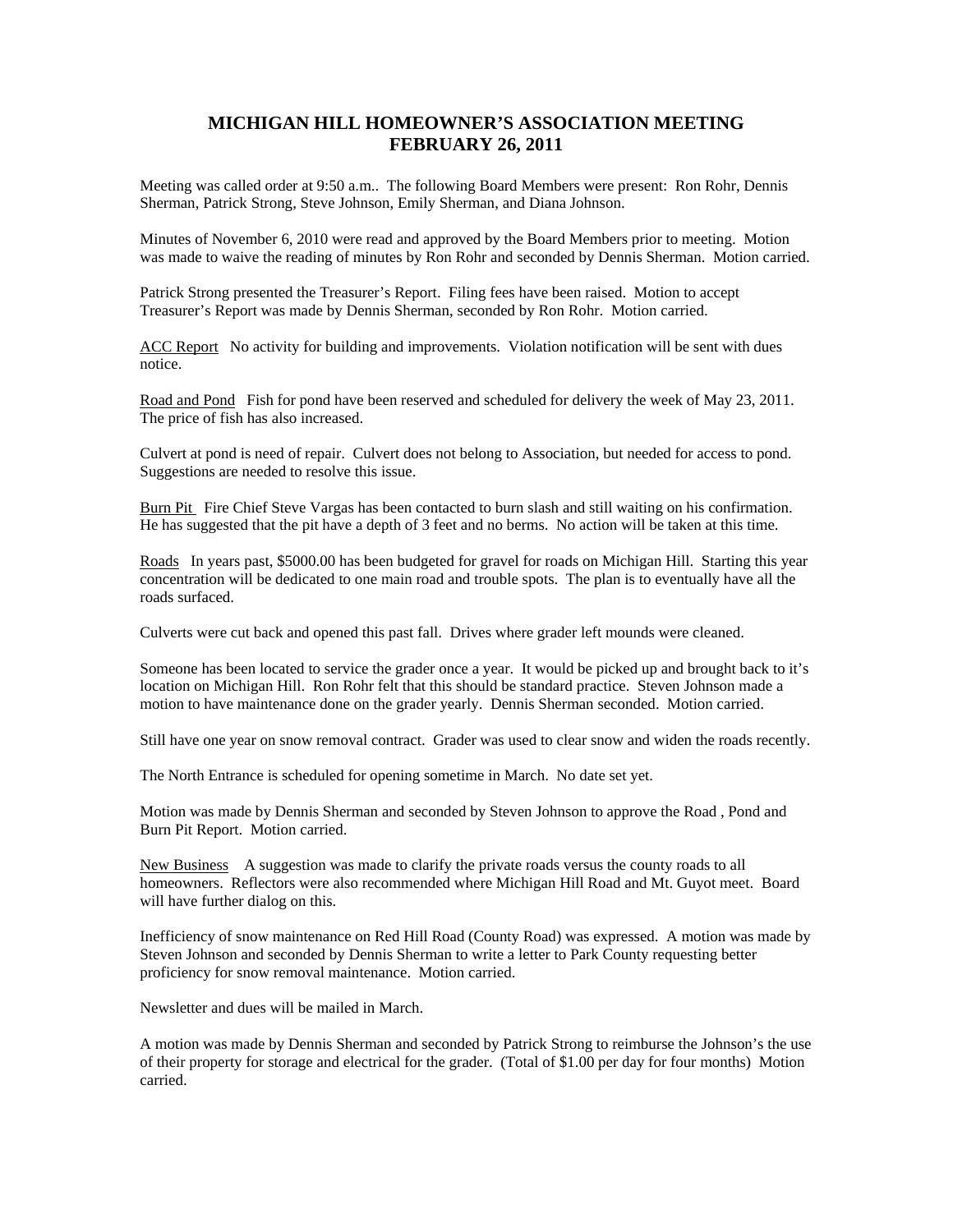# MICHIGAN HILL HOMEOWNER'S ASSOCIATION MEETING
# FEBRUARY 26, 2011

Meeting was called order at 9:50 a.m.. The following Board Members were present: Ron Rohr, Dennis Sherman, Patrick Strong, Steve Johnson, Emily Sherman, and Diana Johnson.

Minutes of November 6, 2010 were read and approved by the Board Members prior to meeting. Motion was made to waive the reading of minutes by Ron Rohr and seconded by Dennis Sherman. Motion carried.

Patrick Strong presented the Treasurer's Report. Filing fees have been raised. Motion to accept Treasurer's Report was made by Dennis Sherman, seconded by Ron Rohr. Motion carried.

<u>ACC Report</u> No activity for building and improvements. Violation notification will be sent with dues notice.

<u>Road and Pond</u> Fish for pond have been reserved and scheduled for delivery the week of May 23, 2011. The price of fish has also increased.

Culvert at pond is need of repair. Culvert does not belong to Association, but needed for access to pond. Suggestions are needed to resolve this issue.

<u>Burn Pit</u> Fire Chief Steve Vargas has been contacted to burn slash and still waiting on his confirmation. He has suggested that the pit have a depth of 3 feet and no berms. No action will be taken at this time.

<u>Roads</u> In years past, $5000.00 has been budgeted for gravel for roads on Michigan Hill. Starting this year concentration will be dedicated to one main road and trouble spots. The plan is to eventually have all the roads surfaced.

Culverts were cut back and opened this past fall. Drives where grader left mounds were cleaned.

Someone has been located to service the grader once a year. It would be picked up and brought back to it's location on Michigan Hill. Ron Rohr felt that this should be standard practice. Steven Johnson made a motion to have maintenance done on the grader yearly. Dennis Sherman seconded. Motion carried.

Still have one year on snow removal contract. Grader was used to clear snow and widen the roads recently.

The North Entrance is scheduled for opening sometime in March. No date set yet.

Motion was made by Dennis Sherman and seconded by Steven Johnson to approve the Road , Pond and Burn Pit Report. Motion carried.

<u>New Business</u> A suggestion was made to clarify the private roads versus the county roads to all homeowners. Reflectors were also recommended where Michigan Hill Road and Mt. Guyot meet. Board will have further dialog on this.

Inefficiency of snow maintenance on Red Hill Road (County Road) was expressed. A motion was made by Steven Johnson and seconded by Dennis Sherman to write a letter to Park County requesting better proficiency for snow removal maintenance. Motion carried.

Newsletter and dues will be mailed in March.

A motion was made by Dennis Sherman and seconded by Patrick Strong to reimburse the Johnson's the use of their property for storage and electrical for the grader. (Total of $1.00 per day for four months) Motion carried.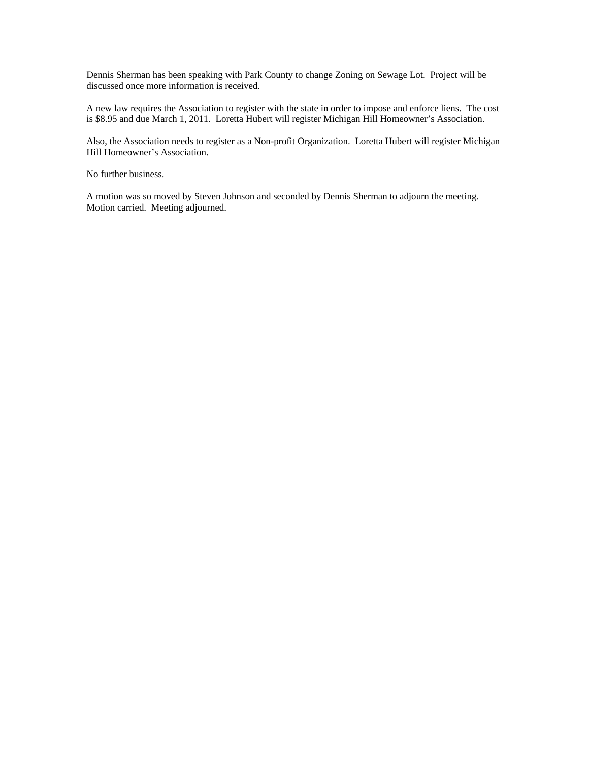Dennis Sherman has been speaking with Park County to change Zoning on Sewage Lot.  Project will be discussed once more information is received.

A new law requires the Association to register with the state in order to impose and enforce liens.  The cost is $8.95 and due March 1, 2011.  Loretta Hubert will register Michigan Hill Homeowner's Association.

Also, the Association needs to register as a Non-profit Organization.  Loretta Hubert will register Michigan Hill Homeowner's Association.

No further business.

A motion was so moved by Steven Johnson and seconded by Dennis Sherman to adjourn the meeting.  Motion carried.  Meeting adjourned.